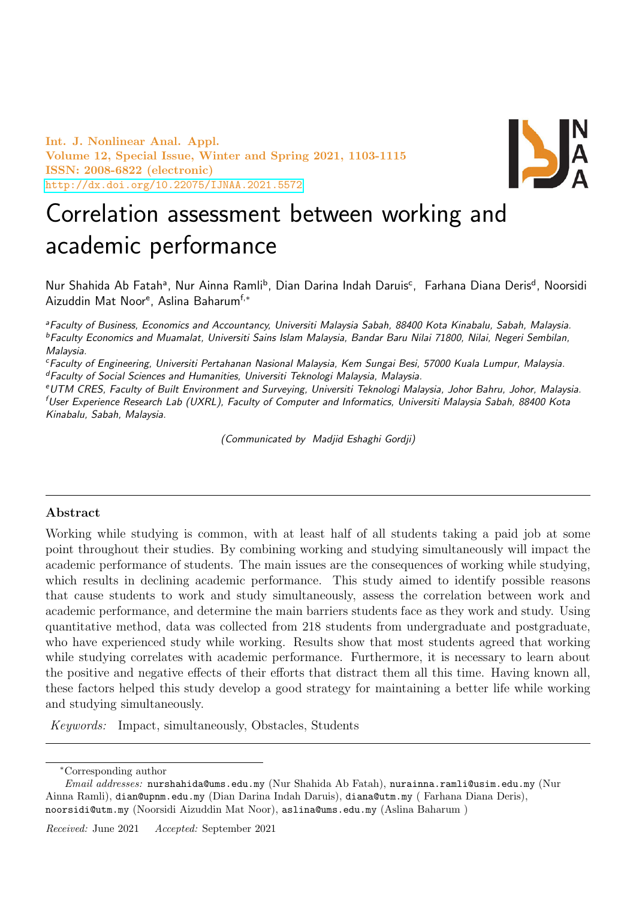# Correlation assessment between working and academic performance

Nur Shahida Ab Fatah[a], Nur Ainna Ramli[b], Dian Darina Indah Daruis[c], Farhana Diana Deris[d], Noorsidi Aizuddin Mat Noor[e], Aslina Baharum[f,*]

[a] *Faculty of Business, Economics and Accountancy, Universiti Malaysia Sabah, 88400 Kota Kinabalu, Sabah, Malaysia.*
[b] *Faculty Economics and Muamalat, Universiti Sains Islam Malaysia, Bandar Baru Nilai 71800, Nilai, Negeri Sembilan, Malaysia.*
[c] *Faculty of Engineering, Universiti Pertahanan Nasional Malaysia, Kem Sungai Besi, 57000 Kuala Lumpur, Malaysia.*
[d] *Faculty of Social Sciences and Humanities, Universiti Teknologi Malaysia, Malaysia.*
[e] *UTM CRES, Faculty of Built Environment and Surveying, Universiti Teknologi Malaysia, Johor Bahru, Johor, Malaysia.*
[f] *User Experience Research Lab (UXRL), Faculty of Computer and Informatics, Universiti Malaysia Sabah, 88400 Kota Kinabalu, Sabah, Malaysia.*

*(Communicated by Madjid Eshaghi Gordji)*

## Abstract

Working while studying is common, with at least half of all students taking a paid job at some point throughout their studies. By combining working and studying simultaneously will impact the academic performance of students. The main issues are the consequences of working while studying, which results in declining academic performance. This study aimed to identify possible reasons that cause students to work and study simultaneously, assess the correlation between work and academic performance, and determine the main barriers students face as they work and study. Using quantitative method, data was collected from 218 students from undergraduate and postgraduate, who have experienced study while working. Results show that most students agreed that working while studying correlates with academic performance. Furthermore, it is necessary to learn about the positive and negative effects of their efforts that distract them all this time. Having known all, these factors helped this study develop a good strategy for maintaining a better life while working and studying simultaneously.

*Keywords:* Impact, simultaneously, Obstacles, Students

---

*Corresponding author

*Email addresses:* nurshahida@ums.edu.my (Nur Shahida Ab Fatah), nurainna.ramli@usim.edu.my (Nur Ainna Ramli), dian@upnm.edu.my (Dian Darina Indah Daruis), diana@utm.my ( Farhana Diana Deris), noorsidi@utm.my (Noorsidi Aizuddin Mat Noor), aslina@ums.edu.my (Aslina Baharum )

*Received:* June 2021 *Accepted:* September 2021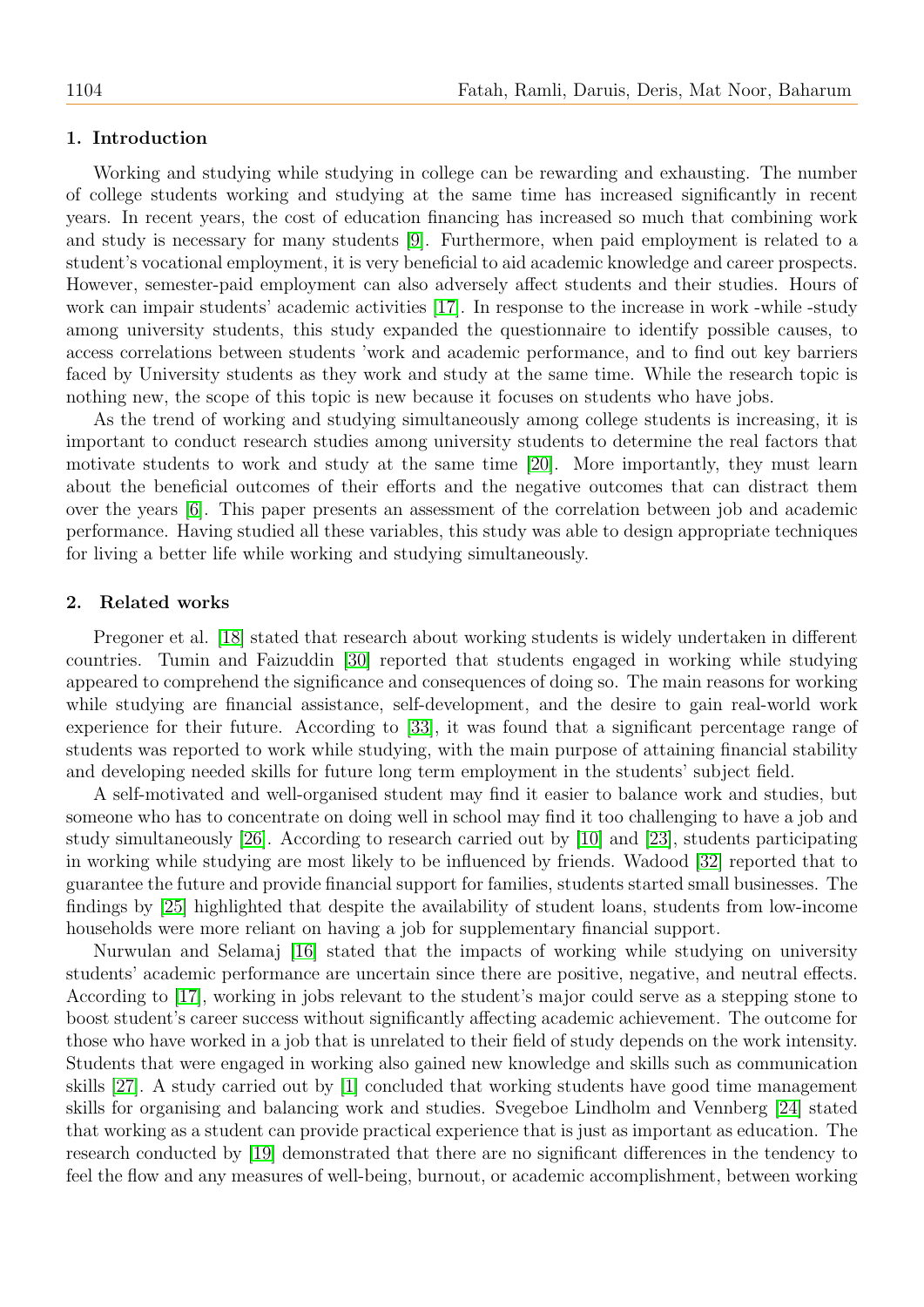## 1. Introduction

Working and studying while studying in college can be rewarding and exhausting. The number of college students working and studying at the same time has increased significantly in recent years. In recent years, the cost of education financing has increased so much that combining work and study is necessary for many students [9]. Furthermore, when paid employment is related to a student's vocational employment, it is very beneficial to aid academic knowledge and career prospects. However, semester-paid employment can also adversely affect students and their studies. Hours of work can impair students' academic activities [17]. In response to the increase in work -while -study among university students, this study expanded the questionnaire to identify possible causes, to access correlations between students 'work and academic performance, and to find out key barriers faced by University students as they work and study at the same time. While the research topic is nothing new, the scope of this topic is new because it focuses on students who have jobs.

As the trend of working and studying simultaneously among college students is increasing, it is important to conduct research studies among university students to determine the real factors that motivate students to work and study at the same time [20]. More importantly, they must learn about the beneficial outcomes of their efforts and the negative outcomes that can distract them over the years [6]. This paper presents an assessment of the correlation between job and academic performance. Having studied all these variables, this study was able to design appropriate techniques for living a better life while working and studying simultaneously.

## 2. Related works

Pregoner et al. [18] stated that research about working students is widely undertaken in different countries. Tumin and Faizuddin [30] reported that students engaged in working while studying appeared to comprehend the significance and consequences of doing so. The main reasons for working while studying are financial assistance, self-development, and the desire to gain real-world work experience for their future. According to [33], it was found that a significant percentage range of students was reported to work while studying, with the main purpose of attaining financial stability and developing needed skills for future long term employment in the students' subject field.

A self-motivated and well-organised student may find it easier to balance work and studies, but someone who has to concentrate on doing well in school may find it too challenging to have a job and study simultaneously [26]. According to research carried out by [10] and [23], students participating in working while studying are most likely to be influenced by friends. Wadood [32] reported that to guarantee the future and provide financial support for families, students started small businesses. The findings by [25] highlighted that despite the availability of student loans, students from low-income households were more reliant on having a job for supplementary financial support.

Nurwulan and Selamaj [16] stated that the impacts of working while studying on university students' academic performance are uncertain since there are positive, negative, and neutral effects. According to [17], working in jobs relevant to the student's major could serve as a stepping stone to boost student's career success without significantly affecting academic achievement. The outcome for those who have worked in a job that is unrelated to their field of study depends on the work intensity. Students that were engaged in working also gained new knowledge and skills such as communication skills [27]. A study carried out by [1] concluded that working students have good time management skills for organising and balancing work and studies. Svegeboe Lindholm and Vennberg [24] stated that working as a student can provide practical experience that is just as important as education. The research conducted by [19] demonstrated that there are no significant differences in the tendency to feel the flow and any measures of well-being, burnout, or academic accomplishment, between working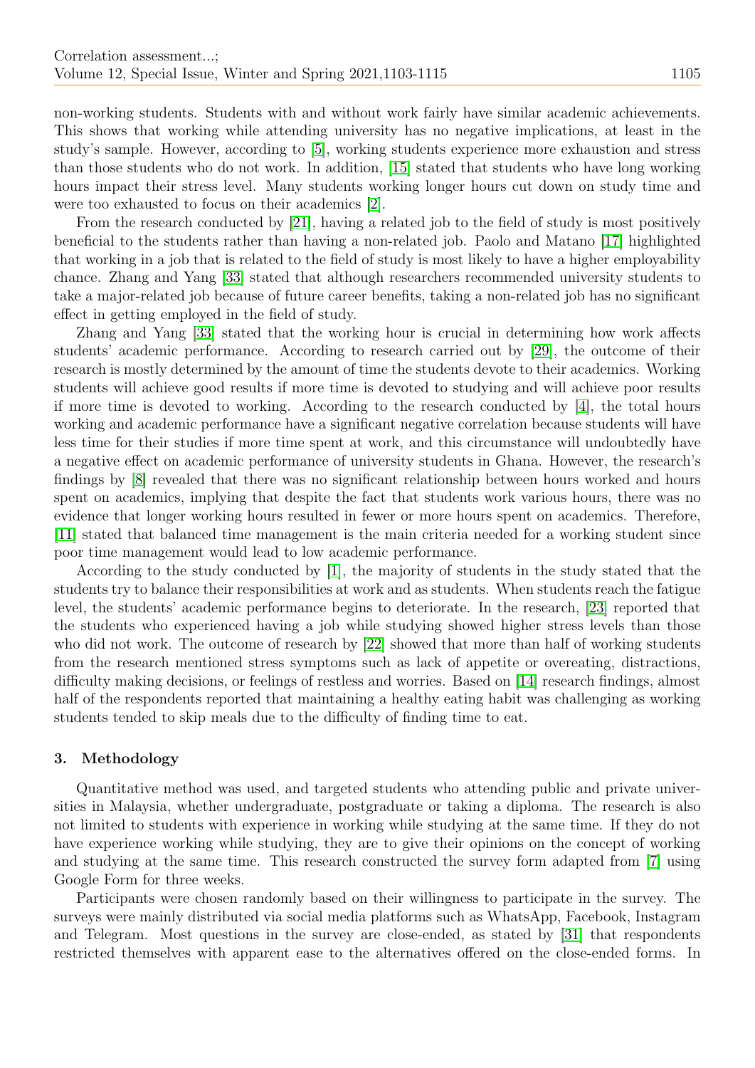non-working students. Students with and without work fairly have similar academic achievements. This shows that working while attending university has no negative implications, at least in the study's sample. However, according to [5], working students experience more exhaustion and stress than those students who do not work. In addition, [15] stated that students who have long working hours impact their stress level. Many students working longer hours cut down on study time and were too exhausted to focus on their academics [2].

From the research conducted by [21], having a related job to the field of study is most positively beneficial to the students rather than having a non-related job. Paolo and Matano [17] highlighted that working in a job that is related to the field of study is most likely to have a higher employability chance. Zhang and Yang [33] stated that although researchers recommended university students to take a major-related job because of future career benefits, taking a non-related job has no significant effect in getting employed in the field of study.

Zhang and Yang [33] stated that the working hour is crucial in determining how work affects students' academic performance. According to research carried out by [29], the outcome of their research is mostly determined by the amount of time the students devote to their academics. Working students will achieve good results if more time is devoted to studying and will achieve poor results if more time is devoted to working. According to the research conducted by [4], the total hours working and academic performance have a significant negative correlation because students will have less time for their studies if more time spent at work, and this circumstance will undoubtedly have a negative effect on academic performance of university students in Ghana. However, the research's findings by [8] revealed that there was no significant relationship between hours worked and hours spent on academics, implying that despite the fact that students work various hours, there was no evidence that longer working hours resulted in fewer or more hours spent on academics. Therefore, [11] stated that balanced time management is the main criteria needed for a working student since poor time management would lead to low academic performance.

According to the study conducted by [1], the majority of students in the study stated that the students try to balance their responsibilities at work and as students. When students reach the fatigue level, the students' academic performance begins to deteriorate. In the research, [23] reported that the students who experienced having a job while studying showed higher stress levels than those who did not work. The outcome of research by [22] showed that more than half of working students from the research mentioned stress symptoms such as lack of appetite or overeating, distractions, difficulty making decisions, or feelings of restless and worries. Based on [14] research findings, almost half of the respondents reported that maintaining a healthy eating habit was challenging as working students tended to skip meals due to the difficulty of finding time to eat.

## 3. Methodology

Quantitative method was used, and targeted students who attending public and private universities in Malaysia, whether undergraduate, postgraduate or taking a diploma. The research is also not limited to students with experience in working while studying at the same time. If they do not have experience working while studying, they are to give their opinions on the concept of working and studying at the same time. This research constructed the survey form adapted from [7] using Google Form for three weeks.

Participants were chosen randomly based on their willingness to participate in the survey. The surveys were mainly distributed via social media platforms such as WhatsApp, Facebook, Instagram and Telegram. Most questions in the survey are close-ended, as stated by [31] that respondents restricted themselves with apparent ease to the alternatives offered on the close-ended forms. In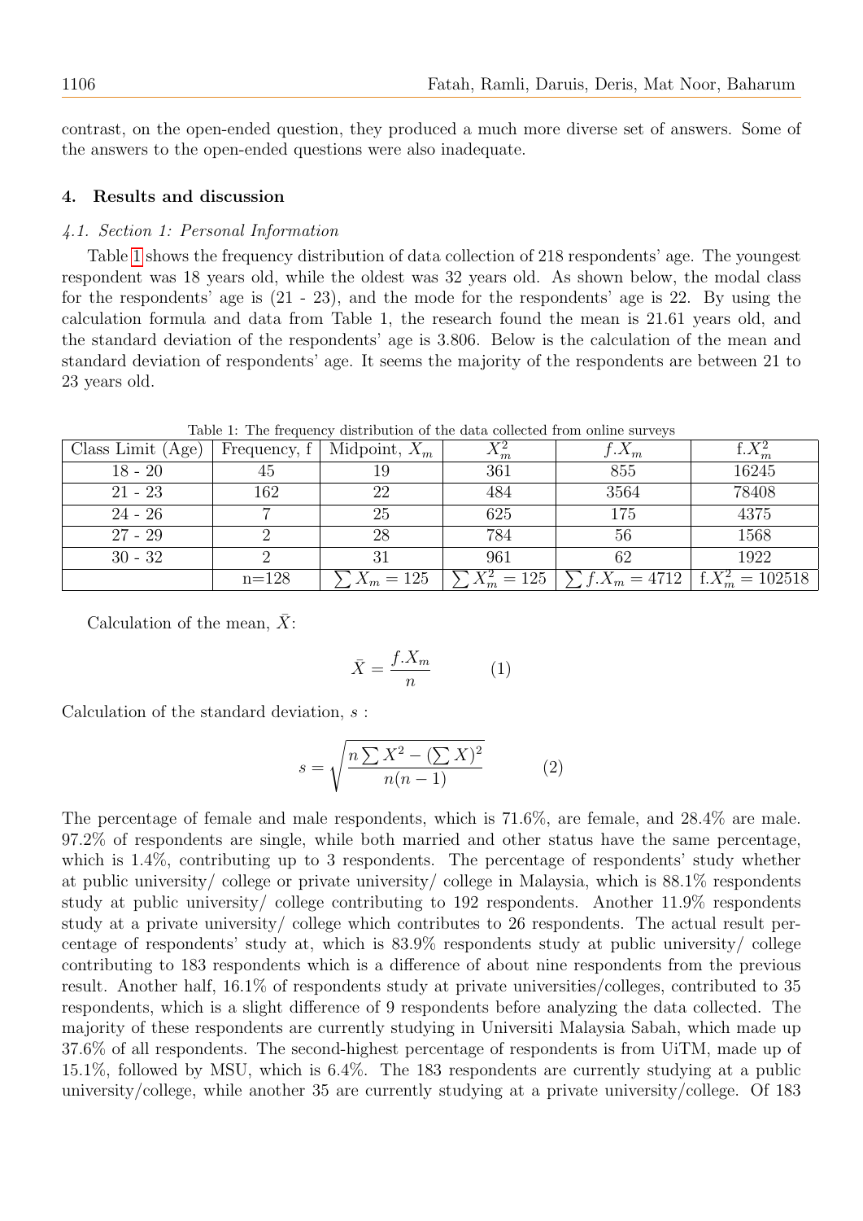contrast, on the open-ended question, they produced a much more diverse set of answers. Some of the answers to the open-ended questions were also inadequate.

## 4. Results and discussion

### *4.1. Section 1: Personal Information*

Table 1 shows the frequency distribution of data collection of 218 respondents' age. The youngest respondent was 18 years old, while the oldest was 32 years old. As shown below, the modal class for the respondents' age is (21 - 23), and the mode for the respondents' age is 22. By using the calculation formula and data from Table 1, the research found the mean is 21.61 years old, and the standard deviation of the respondents' age is 3.806. Below is the calculation of the mean and standard deviation of respondents' age. It seems the majority of the respondents are between 21 to 23 years old.

Table 1: The frequency distribution of the data collected from online surveys

| Class Limit (Age) | Frequency, f | Midpoint, $X_m$ | $X_m^2$ | $f.X_m$ | f.$X_m^2$ |
|---|---|---|---|---|---|
| 18 - 20 | 45 | 19 | 361 | 855 | 16245 |
| 21 - 23 | 162 | 22 | 484 | 3564 | 78408 |
| 24 - 26 | 7 | 25 | 625 | 175 | 4375 |
| 27 - 29 | 2 | 28 | 784 | 56 | 1568 |
| 30 - 32 | 2 | 31 | 961 | 62 | 1922 |
| | n=128 | $\sum X_m = 125$ | $\sum X_m^2 = 125$ | $\sum f.X_m = 4712$ | f.$X_m^2 = 102518$ |

Calculation of the mean, $\bar{X}$:

$$\bar{X} = \frac{f.X_m}{n} \qquad (1)$$

Calculation of the standard deviation, $s$ :

$$s = \sqrt{\frac{n\sum X^2 - (\sum X)^2}{n(n-1)}} \qquad (2)$$

The percentage of female and male respondents, which is 71.6%, are female, and 28.4% are male. 97.2% of respondents are single, while both married and other status have the same percentage, which is 1.4%, contributing up to 3 respondents. The percentage of respondents' study whether at public university/ college or private university/ college in Malaysia, which is 88.1% respondents study at public university/ college contributing to 192 respondents. Another 11.9% respondents study at a private university/ college which contributes to 26 respondents. The actual result percentage of respondents' study at, which is 83.9% respondents study at public university/ college contributing to 183 respondents which is a difference of about nine respondents from the previous result. Another half, 16.1% of respondents study at private universities/colleges, contributed to 35 respondents, which is a slight difference of 9 respondents before analyzing the data collected. The majority of these respondents are currently studying in Universiti Malaysia Sabah, which made up 37.6% of all respondents. The second-highest percentage of respondents is from UiTM, made up of 15.1%, followed by MSU, which is 6.4%. The 183 respondents are currently studying at a public university/college, while another 35 are currently studying at a private university/college. Of 183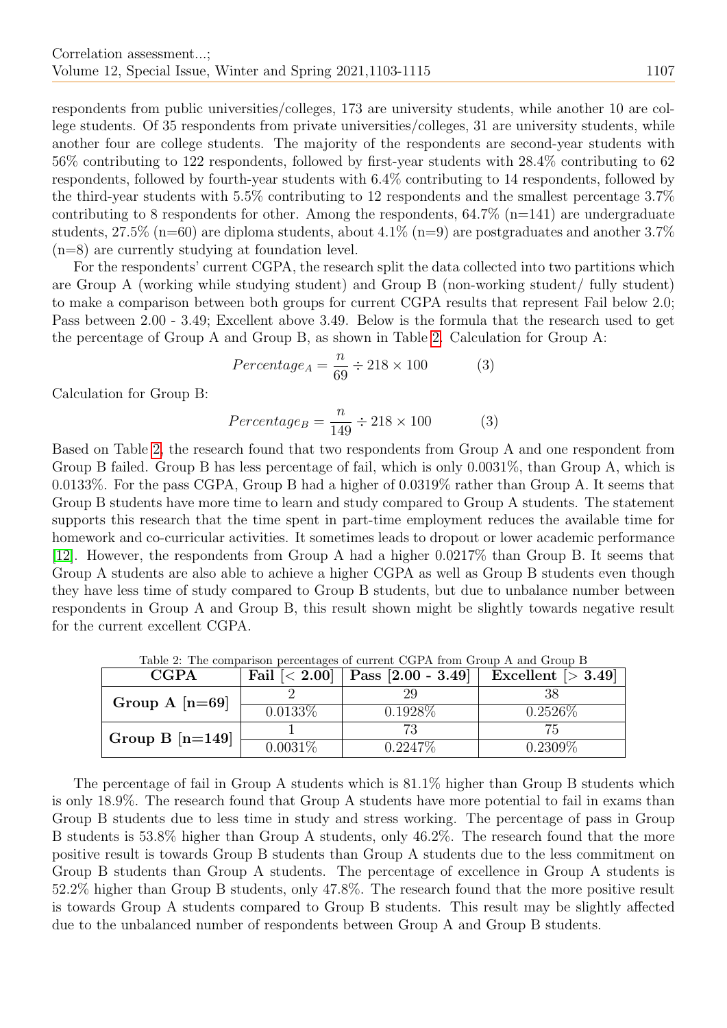respondents from public universities/colleges, 173 are university students, while another 10 are college students. Of 35 respondents from private universities/colleges, 31 are university students, while another four are college students. The majority of the respondents are second-year students with 56% contributing to 122 respondents, followed by first-year students with 28.4% contributing to 62 respondents, followed by fourth-year students with 6.4% contributing to 14 respondents, followed by the third-year students with 5.5% contributing to 12 respondents and the smallest percentage 3.7% contributing to 8 respondents for other. Among the respondents, 64.7% (n=141) are undergraduate students, 27.5% (n=60) are diploma students, about 4.1% (n=9) are postgraduates and another 3.7% (n=8) are currently studying at foundation level.

For the respondents' current CGPA, the research split the data collected into two partitions which are Group A (working while studying student) and Group B (non-working student/ fully student) to make a comparison between both groups for current CGPA results that represent Fail below 2.0; Pass between 2.00 - 3.49; Excellent above 3.49. Below is the formula that the research used to get the percentage of Group A and Group B, as shown in Table 2. Calculation for Group A:

$$Percentage_A = \frac{n}{69} \div 218 \times 100 \qquad (3)$$

Calculation for Group B:

$$Percentage_B = \frac{n}{149} \div 218 \times 100 \qquad (3)$$

Based on Table 2, the research found that two respondents from Group A and one respondent from Group B failed. Group B has less percentage of fail, which is only 0.0031%, than Group A, which is 0.0133%. For the pass CGPA, Group B had a higher of 0.0319% rather than Group A. It seems that Group B students have more time to learn and study compared to Group A students. The statement supports this research that the time spent in part-time employment reduces the available time for homework and co-curricular activities. It sometimes leads to dropout or lower academic performance [12]. However, the respondents from Group A had a higher 0.0217% than Group B. It seems that Group A students are also able to achieve a higher CGPA as well as Group B students even though they have less time of study compared to Group B students, but due to unbalance number between respondents in Group A and Group B, this result shown might be slightly towards negative result for the current excellent CGPA.

Table 2: The comparison percentages of current CGPA from Group A and Group B

| **CGPA** | **Fail [< 2.00]** | **Pass [2.00 - 3.49]** | **Excellent [> 3.49]** |
|---|---|---|---|
| **Group A [n=69]** | 2 | 29 | 38 |
| | 0.0133% | 0.1928% | 0.2526% |
| **Group B [n=149]** | 1 | 73 | 75 |
| | 0.0031% | 0.2247% | 0.2309% |

The percentage of fail in Group A students which is 81.1% higher than Group B students which is only 18.9%. The research found that Group A students have more potential to fail in exams than Group B students due to less time in study and stress working. The percentage of pass in Group B students is 53.8% higher than Group A students, only 46.2%. The research found that the more positive result is towards Group B students than Group A students due to the less commitment on Group B students than Group A students. The percentage of excellence in Group A students is 52.2% higher than Group B students, only 47.8%. The research found that the more positive result is towards Group A students compared to Group B students. This result may be slightly affected due to the unbalanced number of respondents between Group A and Group B students.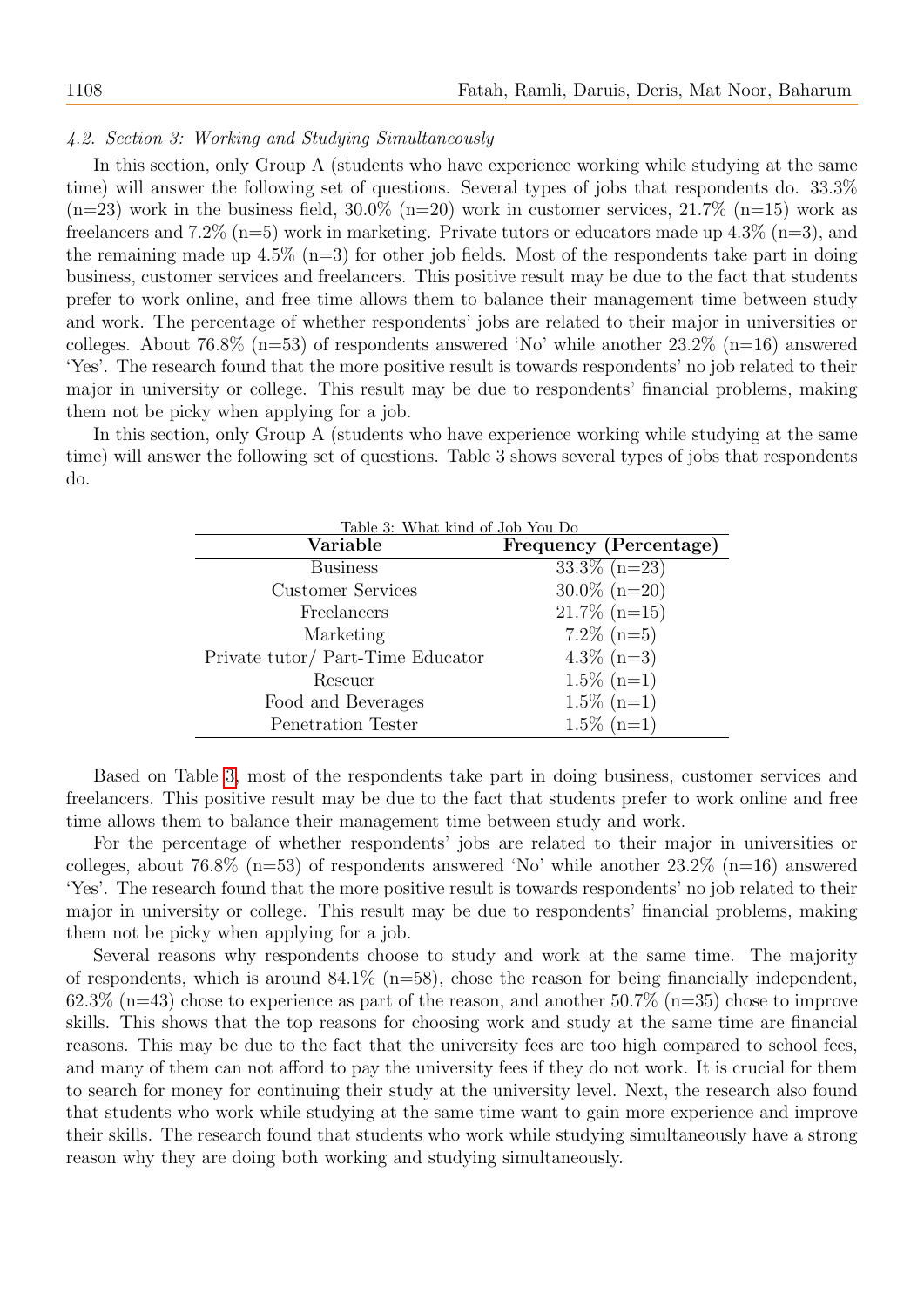### *4.2. Section 3: Working and Studying Simultaneously*

In this section, only Group A (students who have experience working while studying at the same time) will answer the following set of questions. Several types of jobs that respondents do. 33.3% (n=23) work in the business field, 30.0% (n=20) work in customer services, 21.7% (n=15) work as freelancers and 7.2% (n=5) work in marketing. Private tutors or educators made up 4.3% (n=3), and the remaining made up 4.5% (n=3) for other job fields. Most of the respondents take part in doing business, customer services and freelancers. This positive result may be due to the fact that students prefer to work online, and free time allows them to balance their management time between study and work. The percentage of whether respondents' jobs are related to their major in universities or colleges. About 76.8% (n=53) of respondents answered 'No' while another 23.2% (n=16) answered 'Yes'. The research found that the more positive result is towards respondents' no job related to their major in university or college. This result may be due to respondents' financial problems, making them not be picky when applying for a job.

In this section, only Group A (students who have experience working while studying at the same time) will answer the following set of questions. Table 3 shows several types of jobs that respondents do.

Table 3: What kind of Job You Do

| Variable | Frequency (Percentage) |
|---|---|
| Business | 33.3% (n=23) |
| Customer Services | 30.0% (n=20) |
| Freelancers | 21.7% (n=15) |
| Marketing | 7.2% (n=5) |
| Private tutor/ Part-Time Educator | 4.3% (n=3) |
| Rescuer | 1.5% (n=1) |
| Food and Beverages | 1.5% (n=1) |
| Penetration Tester | 1.5% (n=1) |

Based on Table 3, most of the respondents take part in doing business, customer services and freelancers. This positive result may be due to the fact that students prefer to work online and free time allows them to balance their management time between study and work.

For the percentage of whether respondents' jobs are related to their major in universities or colleges, about 76.8% (n=53) of respondents answered 'No' while another 23.2% (n=16) answered 'Yes'. The research found that the more positive result is towards respondents' no job related to their major in university or college. This result may be due to respondents' financial problems, making them not be picky when applying for a job.

Several reasons why respondents choose to study and work at the same time. The majority of respondents, which is around 84.1% (n=58), chose the reason for being financially independent, 62.3% (n=43) chose to experience as part of the reason, and another 50.7% (n=35) chose to improve skills. This shows that the top reasons for choosing work and study at the same time are financial reasons. This may be due to the fact that the university fees are too high compared to school fees, and many of them can not afford to pay the university fees if they do not work. It is crucial for them to search for money for continuing their study at the university level. Next, the research also found that students who work while studying at the same time want to gain more experience and improve their skills. The research found that students who work while studying simultaneously have a strong reason why they are doing both working and studying simultaneously.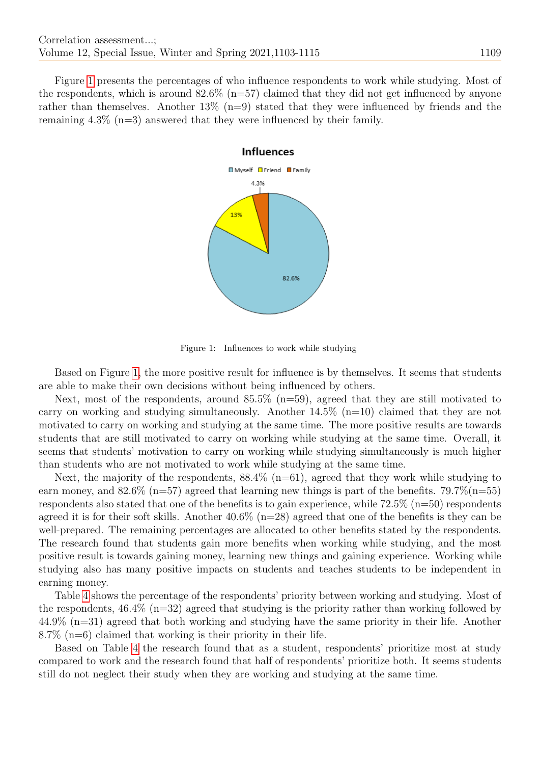Figure 1 presents the percentages of who influence respondents to work while studying. Most of the respondents, which is around 82.6% (n=57) claimed that they did not get influenced by anyone rather than themselves. Another 13% (n=9) stated that they were influenced by friends and the remaining 4.3% (n=3) answered that they were influenced by their family.

Figure 1: Influences to work while studying

Based on Figure 1, the more positive result for influence is by themselves. It seems that students are able to make their own decisions without being influenced by others.

Next, most of the respondents, around 85.5% (n=59), agreed that they are still motivated to carry on working and studying simultaneously. Another 14.5% (n=10) claimed that they are not motivated to carry on working and studying at the same time. The more positive results are towards students that are still motivated to carry on working while studying at the same time. Overall, it seems that students' motivation to carry on working while studying simultaneously is much higher than students who are not motivated to work while studying at the same time.

Next, the majority of the respondents, 88.4% (n=61), agreed that they work while studying to earn money, and 82.6% (n=57) agreed that learning new things is part of the benefits. 79.7%(n=55) respondents also stated that one of the benefits is to gain experience, while 72.5% (n=50) respondents agreed it is for their soft skills. Another 40.6% (n=28) agreed that one of the benefits is they can be well-prepared. The remaining percentages are allocated to other benefits stated by the respondents. The research found that students gain more benefits when working while studying, and the most positive result is towards gaining money, learning new things and gaining experience. Working while studying also has many positive impacts on students and teaches students to be independent in earning money.

Table 4 shows the percentage of the respondents' priority between working and studying. Most of the respondents, 46.4% (n=32) agreed that studying is the priority rather than working followed by 44.9% (n=31) agreed that both working and studying have the same priority in their life. Another 8.7% (n=6) claimed that working is their priority in their life.

Based on Table 4 the research found that as a student, respondents' prioritize most at study compared to work and the research found that half of respondents' prioritize both. It seems students still do not neglect their study when they are working and studying at the same time.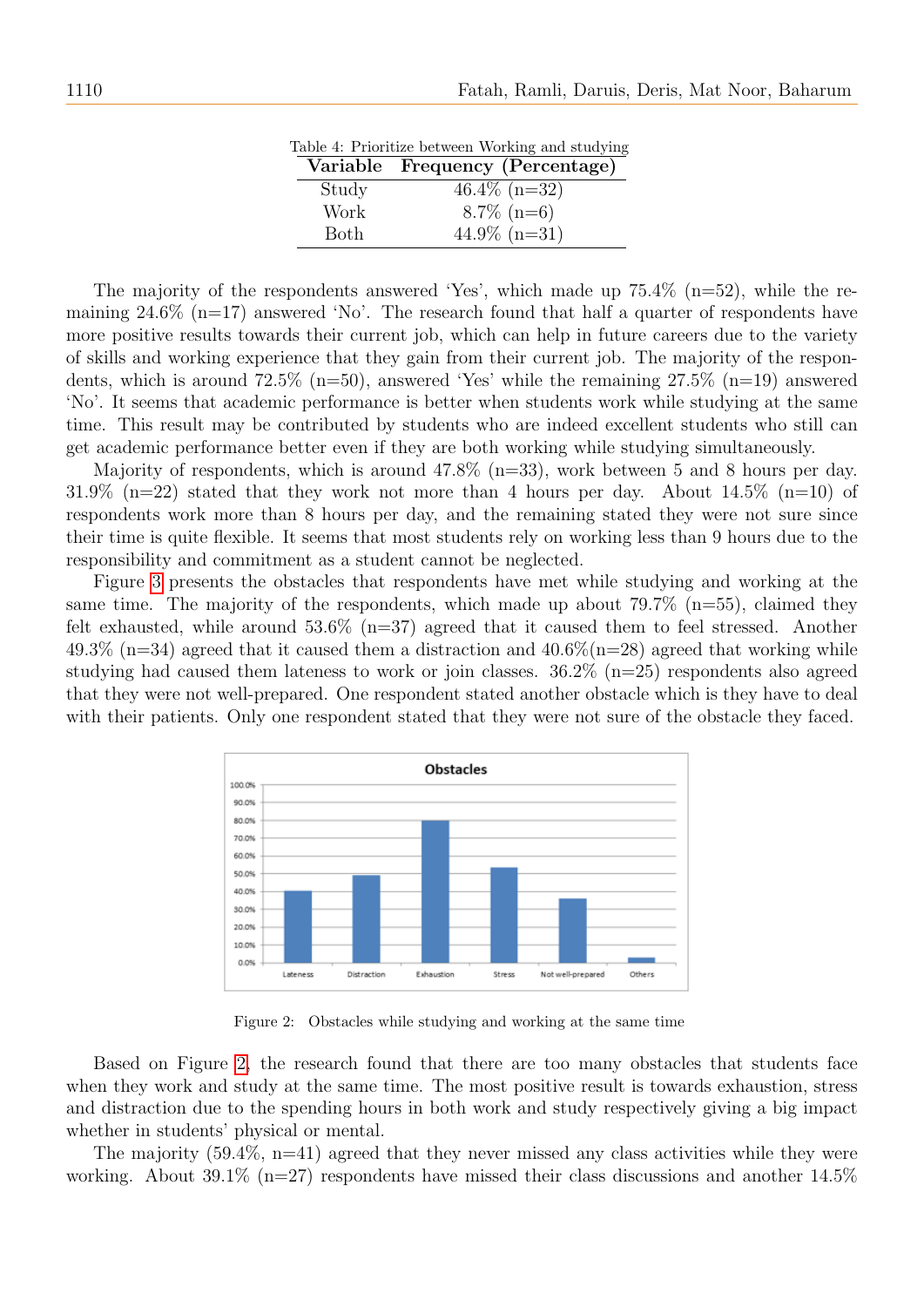Table 4: Prioritize between Working and studying

| Variable | Frequency (Percentage) |
|---|---|
| Study | 46.4% (n=32) |
| Work | 8.7% (n=6) |
| Both | 44.9% (n=31) |

The majority of the respondents answered 'Yes', which made up 75.4% (n=52), while the remaining 24.6% (n=17) answered 'No'. The research found that half a quarter of respondents have more positive results towards their current job, which can help in future careers due to the variety of skills and working experience that they gain from their current job. The majority of the respondents, which is around 72.5% (n=50), answered 'Yes' while the remaining 27.5% (n=19) answered 'No'. It seems that academic performance is better when students work while studying at the same time. This result may be contributed by students who are indeed excellent students who still can get academic performance better even if they are both working while studying simultaneously.

Majority of respondents, which is around 47.8% (n=33), work between 5 and 8 hours per day. 31.9% (n=22) stated that they work not more than 4 hours per day. About 14.5% (n=10) of respondents work more than 8 hours per day, and the remaining stated they were not sure since their time is quite flexible. It seems that most students rely on working less than 9 hours due to the responsibility and commitment as a student cannot be neglected.

Figure 3 presents the obstacles that respondents have met while studying and working at the same time. The majority of the respondents, which made up about 79.7% (n=55), claimed they felt exhausted, while around 53.6% (n=37) agreed that it caused them to feel stressed. Another 49.3% (n=34) agreed that it caused them a distraction and 40.6%(n=28) agreed that working while studying had caused them lateness to work or join classes. 36.2% (n=25) respondents also agreed that they were not well-prepared. One respondent stated another obstacle which is they have to deal with their patients. Only one respondent stated that they were not sure of the obstacle they faced.

Figure 2: Obstacles while studying and working at the same time

Based on Figure 2, the research found that there are too many obstacles that students face when they work and study at the same time. The most positive result is towards exhaustion, stress and distraction due to the spending hours in both work and study respectively giving a big impact whether in students' physical or mental.

The majority (59.4%, n=41) agreed that they never missed any class activities while they were working. About 39.1% (n=27) respondents have missed their class discussions and another 14.5%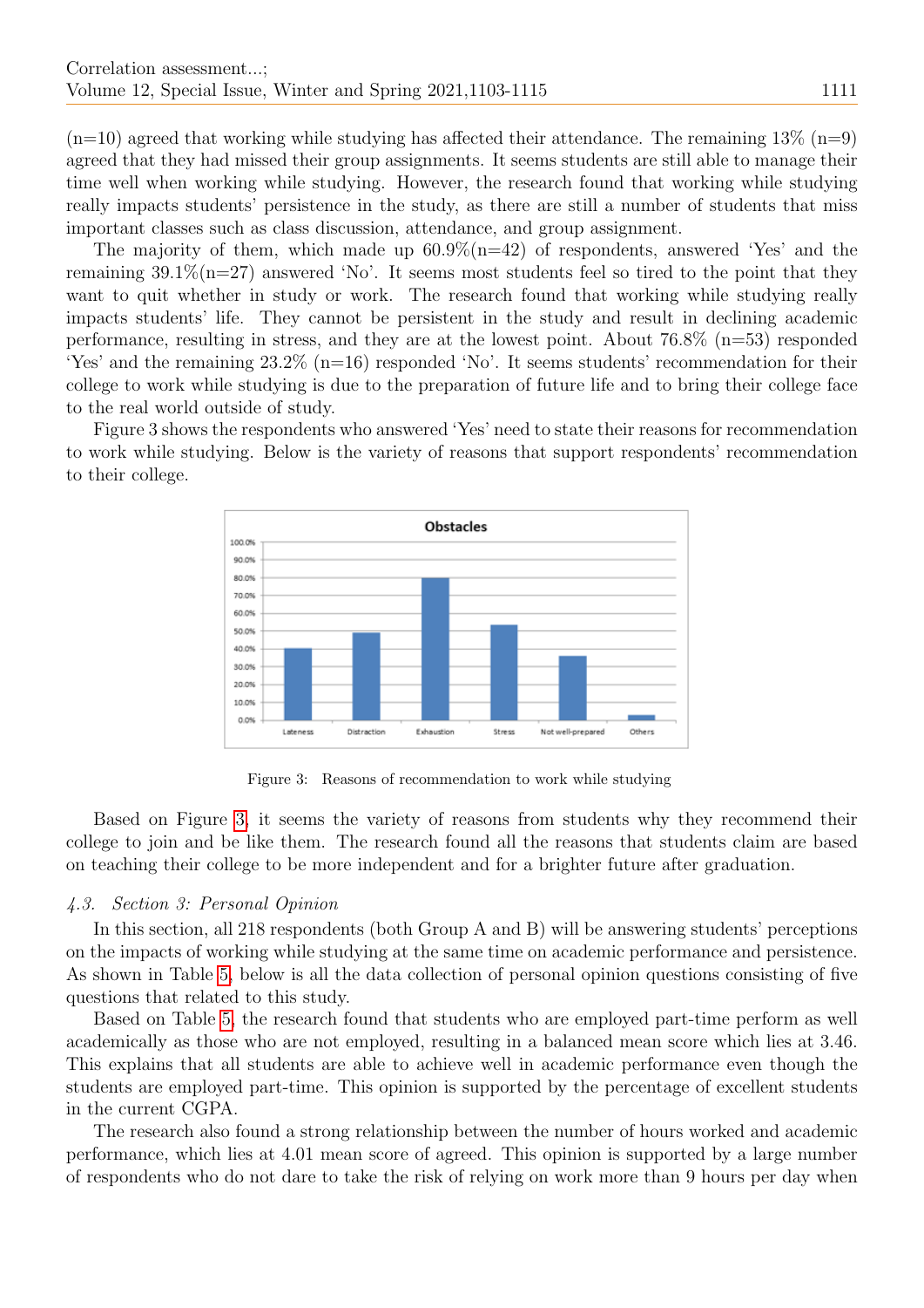(n=10) agreed that working while studying has affected their attendance. The remaining 13% (n=9) agreed that they had missed their group assignments. It seems students are still able to manage their time well when working while studying. However, the research found that working while studying really impacts students' persistence in the study, as there are still a number of students that miss important classes such as class discussion, attendance, and group assignment.

The majority of them, which made up 60.9%(n=42) of respondents, answered 'Yes' and the remaining 39.1%(n=27) answered 'No'. It seems most students feel so tired to the point that they want to quit whether in study or work. The research found that working while studying really impacts students' life. They cannot be persistent in the study and result in declining academic performance, resulting in stress, and they are at the lowest point. About 76.8% (n=53) responded 'Yes' and the remaining 23.2% (n=16) responded 'No'. It seems students' recommendation for their college to work while studying is due to the preparation of future life and to bring their college face to the real world outside of study.

Figure 3 shows the respondents who answered 'Yes' need to state their reasons for recommendation to work while studying. Below is the variety of reasons that support respondents' recommendation to their college.

Figure 3: Reasons of recommendation to work while studying

Based on Figure 3, it seems the variety of reasons from students why they recommend their college to join and be like them. The research found all the reasons that students claim are based on teaching their college to be more independent and for a brighter future after graduation.

### *4.3. Section 3: Personal Opinion*

In this section, all 218 respondents (both Group A and B) will be answering students' perceptions on the impacts of working while studying at the same time on academic performance and persistence. As shown in Table 5, below is all the data collection of personal opinion questions consisting of five questions that related to this study.

Based on Table 5, the research found that students who are employed part-time perform as well academically as those who are not employed, resulting in a balanced mean score which lies at 3.46. This explains that all students are able to achieve well in academic performance even though the students are employed part-time. This opinion is supported by the percentage of excellent students in the current CGPA.

The research also found a strong relationship between the number of hours worked and academic performance, which lies at 4.01 mean score of agreed. This opinion is supported by a large number of respondents who do not dare to take the risk of relying on work more than 9 hours per day when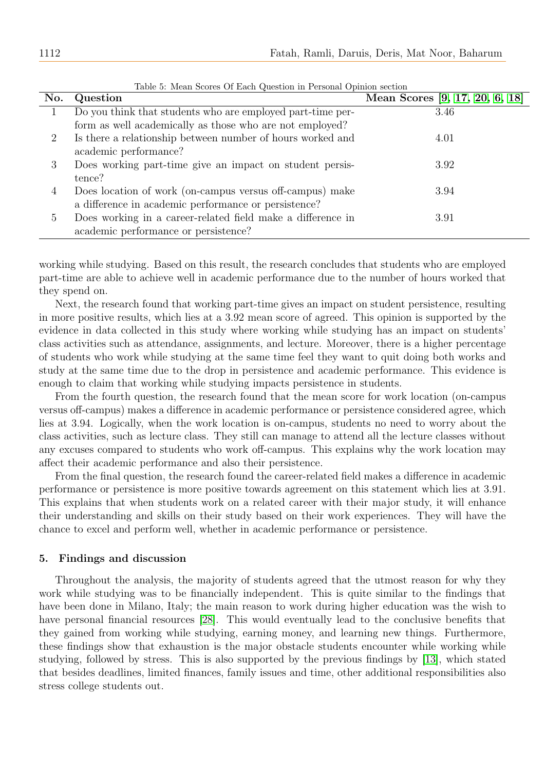Table 5: Mean Scores Of Each Question in Personal Opinion section

| No. | Question | Mean Scores [9, 17, 20, 6, 18] |
|---|---|---|
| 1 | Do you think that students who are employed part-time perform as well academically as those who are not employed? | 3.46 |
| 2 | Is there a relationship between number of hours worked and academic performance? | 4.01 |
| 3 | Does working part-time give an impact on student persistence? | 3.92 |
| 4 | Does location of work (on-campus versus off-campus) make a difference in academic performance or persistence? | 3.94 |
| 5 | Does working in a career-related field make a difference in academic performance or persistence? | 3.91 |

working while studying. Based on this result, the research concludes that students who are employed part-time are able to achieve well in academic performance due to the number of hours worked that they spend on.

Next, the research found that working part-time gives an impact on student persistence, resulting in more positive results, which lies at a 3.92 mean score of agreed. This opinion is supported by the evidence in data collected in this study where working while studying has an impact on students' class activities such as attendance, assignments, and lecture. Moreover, there is a higher percentage of students who work while studying at the same time feel they want to quit doing both works and study at the same time due to the drop in persistence and academic performance. This evidence is enough to claim that working while studying impacts persistence in students.

From the fourth question, the research found that the mean score for work location (on-campus versus off-campus) makes a difference in academic performance or persistence considered agree, which lies at 3.94. Logically, when the work location is on-campus, students no need to worry about the class activities, such as lecture class. They still can manage to attend all the lecture classes without any excuses compared to students who work off-campus. This explains why the work location may affect their academic performance and also their persistence.

From the final question, the research found the career-related field makes a difference in academic performance or persistence is more positive towards agreement on this statement which lies at 3.91. This explains that when students work on a related career with their major study, it will enhance their understanding and skills on their study based on their work experiences. They will have the chance to excel and perform well, whether in academic performance or persistence.

## 5. Findings and discussion

Throughout the analysis, the majority of students agreed that the utmost reason for why they work while studying was to be financially independent. This is quite similar to the findings that have been done in Milano, Italy; the main reason to work during higher education was the wish to have personal financial resources [28]. This would eventually lead to the conclusive benefits that they gained from working while studying, earning money, and learning new things. Furthermore, these findings show that exhaustion is the major obstacle students encounter while working while studying, followed by stress. This is also supported by the previous findings by [13], which stated that besides deadlines, limited finances, family issues and time, other additional responsibilities also stress college students out.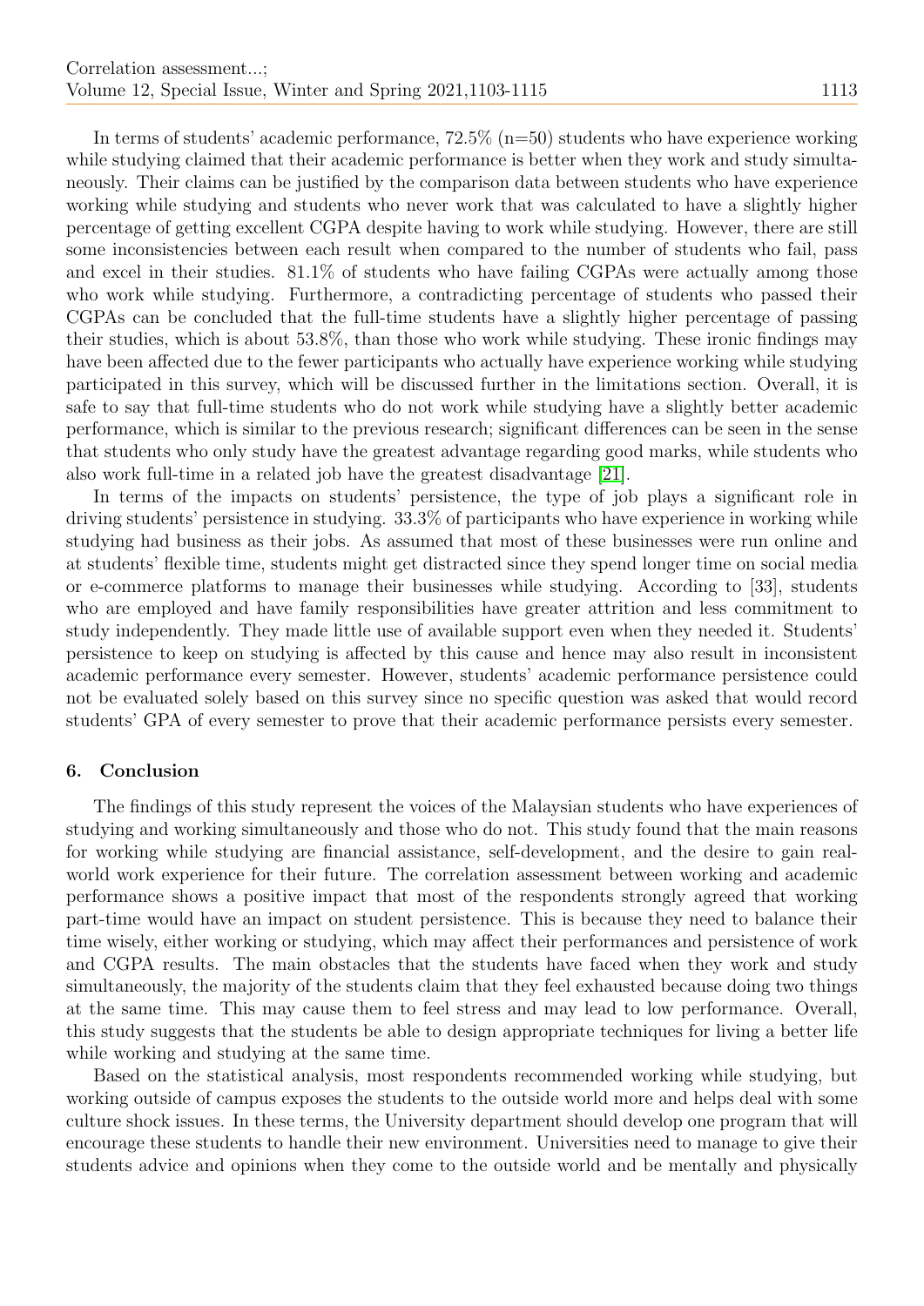In terms of students' academic performance, 72.5% (n=50) students who have experience working while studying claimed that their academic performance is better when they work and study simultaneously. Their claims can be justified by the comparison data between students who have experience working while studying and students who never work that was calculated to have a slightly higher percentage of getting excellent CGPA despite having to work while studying. However, there are still some inconsistencies between each result when compared to the number of students who fail, pass and excel in their studies. 81.1% of students who have failing CGPAs were actually among those who work while studying. Furthermore, a contradicting percentage of students who passed their CGPAs can be concluded that the full-time students have a slightly higher percentage of passing their studies, which is about 53.8%, than those who work while studying. These ironic findings may have been affected due to the fewer participants who actually have experience working while studying participated in this survey, which will be discussed further in the limitations section. Overall, it is safe to say that full-time students who do not work while studying have a slightly better academic performance, which is similar to the previous research; significant differences can be seen in the sense that students who only study have the greatest advantage regarding good marks, while students who also work full-time in a related job have the greatest disadvantage [21].

In terms of the impacts on students' persistence, the type of job plays a significant role in driving students' persistence in studying. 33.3% of participants who have experience in working while studying had business as their jobs. As assumed that most of these businesses were run online and at students' flexible time, students might get distracted since they spend longer time on social media or e-commerce platforms to manage their businesses while studying. According to [33], students who are employed and have family responsibilities have greater attrition and less commitment to study independently. They made little use of available support even when they needed it. Students' persistence to keep on studying is affected by this cause and hence may also result in inconsistent academic performance every semester. However, students' academic performance persistence could not be evaluated solely based on this survey since no specific question was asked that would record students' GPA of every semester to prove that their academic performance persists every semester.

## 6. Conclusion

The findings of this study represent the voices of the Malaysian students who have experiences of studying and working simultaneously and those who do not. This study found that the main reasons for working while studying are financial assistance, self-development, and the desire to gain real-world work experience for their future. The correlation assessment between working and academic performance shows a positive impact that most of the respondents strongly agreed that working part-time would have an impact on student persistence. This is because they need to balance their time wisely, either working or studying, which may affect their performances and persistence of work and CGPA results. The main obstacles that the students have faced when they work and study simultaneously, the majority of the students claim that they feel exhausted because doing two things at the same time. This may cause them to feel stress and may lead to low performance. Overall, this study suggests that the students be able to design appropriate techniques for living a better life while working and studying at the same time.

Based on the statistical analysis, most respondents recommended working while studying, but working outside of campus exposes the students to the outside world more and helps deal with some culture shock issues. In these terms, the University department should develop one program that will encourage these students to handle their new environment. Universities need to manage to give their students advice and opinions when they come to the outside world and be mentally and physically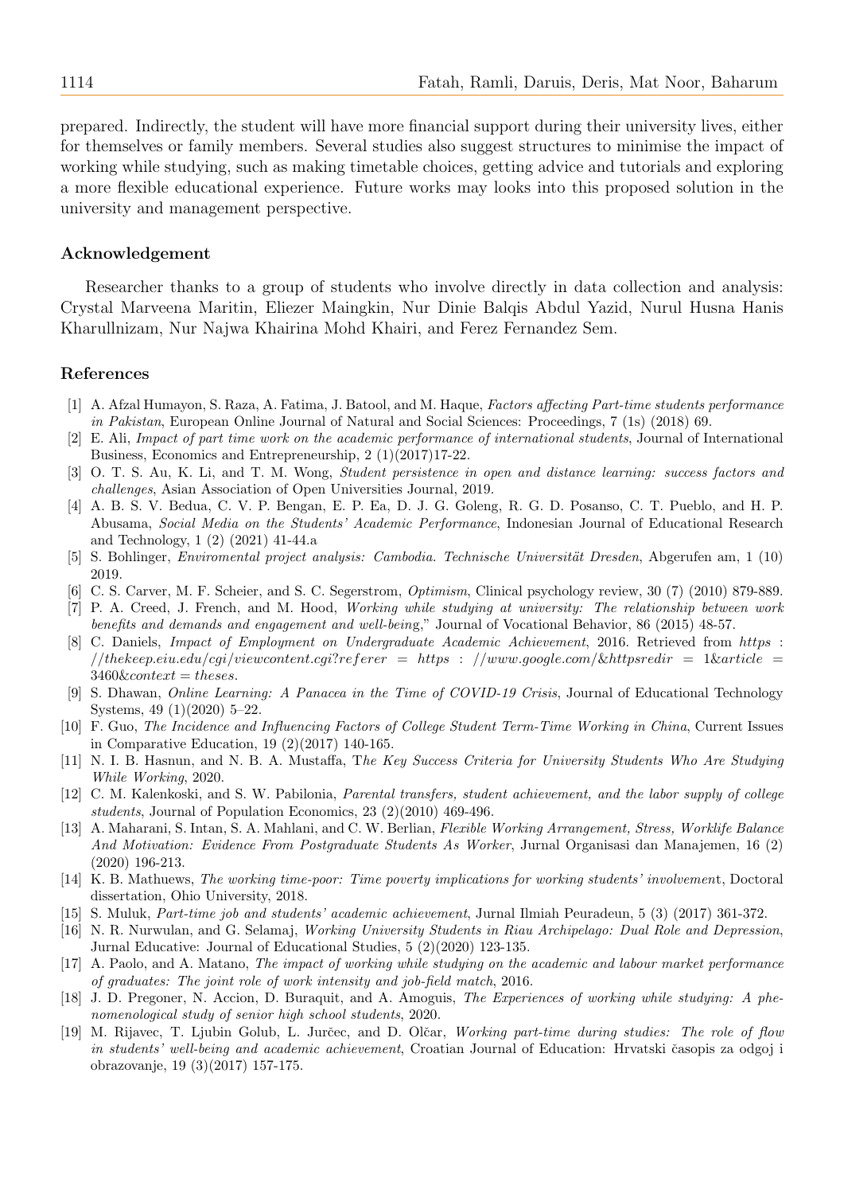prepared. Indirectly, the student will have more financial support during their university lives, either for themselves or family members. Several studies also suggest structures to minimise the impact of working while studying, such as making timetable choices, getting advice and tutorials and exploring a more flexible educational experience. Future works may looks into this proposed solution in the university and management perspective.

## Acknowledgement

Researcher thanks to a group of students who involve directly in data collection and analysis: Crystal Marveena Maritin, Eliezer Maingkin, Nur Dinie Balqis Abdul Yazid, Nurul Husna Hanis Kharullnizam, Nur Najwa Khairina Mohd Khairi, and Ferez Fernandez Sem.

## References

[1] A. Afzal Humayon, S. Raza, A. Fatima, J. Batool, and M. Haque, *Factors affecting Part-time students performance in Pakistan*, European Online Journal of Natural and Social Sciences: Proceedings, 7 (1s) (2018) 69.

[2] E. Ali, *Impact of part time work on the academic performance of international students*, Journal of International Business, Economics and Entrepreneurship, 2 (1)(2017)17-22.

[3] O. T. S. Au, K. Li, and T. M. Wong, *Student persistence in open and distance learning: success factors and challenges*, Asian Association of Open Universities Journal, 2019.

[4] A. B. S. V. Bedua, C. V. P. Bengan, E. P. Ea, D. J. G. Goleng, R. G. D. Posanso, C. T. Pueblo, and H. P. Abusama, *Social Media on the Students' Academic Performance*, Indonesian Journal of Educational Research and Technology, 1 (2) (2021) 41-44.a

[5] S. Bohlinger, *Enviromental project analysis: Cambodia. Technische Universität Dresden*, Abgerufen am, 1 (10) 2019.

[6] C. S. Carver, M. F. Scheier, and S. C. Segerstrom, *Optimism*, Clinical psychology review, 30 (7) (2010) 879-889.

[7] P. A. Creed, J. French, and M. Hood, *Working while studying at university: The relationship between work benefits and demands and engagement and well-being*," Journal of Vocational Behavior, 86 (2015) 48-57.

[8] C. Daniels, *Impact of Employment on Undergraduate Academic Achievement*, 2016. Retrieved from *https://thekeep.eiu.edu/cgi/viewcontent.cgi?referer=https://www.google.com/&httpsredir=1&article=3460&context=theses.*

[9] S. Dhawan, *Online Learning: A Panacea in the Time of COVID-19 Crisis*, Journal of Educational Technology Systems, 49 (1)(2020) 5–22.

[10] F. Guo, *The Incidence and Influencing Factors of College Student Term-Time Working in China*, Current Issues in Comparative Education, 19 (2)(2017) 140-165.

[11] N. I. B. Hasnun, and N. B. A. Mustaffa, T*he Key Success Criteria for University Students Who Are Studying While Working*, 2020.

[12] C. M. Kalenkoski, and S. W. Pabilonia, *Parental transfers, student achievement, and the labor supply of college students*, Journal of Population Economics, 23 (2)(2010) 469-496.

[13] A. Maharani, S. Intan, S. A. Mahlani, and C. W. Berlian, *Flexible Working Arrangement, Stress, Worklife Balance And Motivation: Evidence From Postgraduate Students As Worker*, Jurnal Organisasi dan Manajemen, 16 (2) (2020) 196-213.

[14] K. B. Mathuews, *The working time-poor: Time poverty implications for working students' involvemen*t, Doctoral dissertation, Ohio University, 2018.

[15] S. Muluk, *Part-time job and students' academic achievement*, Jurnal Ilmiah Peuradeun, 5 (3) (2017) 361-372.

[16] N. R. Nurwulan, and G. Selamaj, *Working University Students in Riau Archipelago: Dual Role and Depression*, Jurnal Educative: Journal of Educational Studies, 5 (2)(2020) 123-135.

[17] A. Paolo, and A. Matano, *The impact of working while studying on the academic and labour market performance of graduates: The joint role of work intensity and job-field match*, 2016.

[18] J. D. Pregoner, N. Accion, D. Buraquit, and A. Amoguis, *The Experiences of working while studying: A phenomenological study of senior high school students*, 2020.

[19] M. Rijavec, T. Ljubin Golub, L. Jurčec, and D. Olčar, *Working part-time during studies: The role of flow in students' well-being and academic achievement*, Croatian Journal of Education: Hrvatski časopis za odgoj i obrazovanje, 19 (3)(2017) 157-175.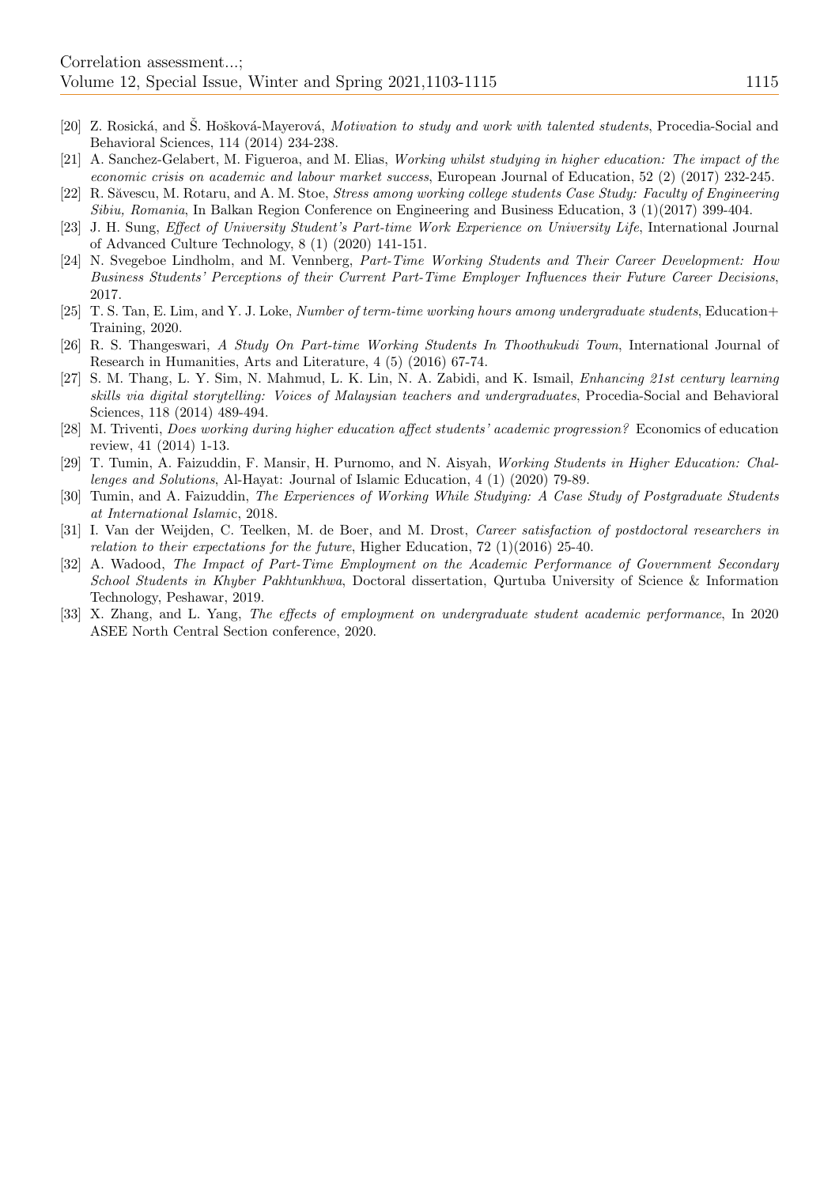[20] Z. Rosická, and Š. Hošková-Mayerová, *Motivation to study and work with talented students*, Procedia-Social and Behavioral Sciences, 114 (2014) 234-238.

[21] A. Sanchez-Gelabert, M. Figueroa, and M. Elias, *Working whilst studying in higher education: The impact of the economic crisis on academic and labour market success*, European Journal of Education, 52 (2) (2017) 232-245.

[22] R. Săvescu, M. Rotaru, and A. M. Stoe, *Stress among working college students Case Study: Faculty of Engineering Sibiu, Romania*, In Balkan Region Conference on Engineering and Business Education, 3 (1)(2017) 399-404.

[23] J. H. Sung, *Effect of University Student's Part-time Work Experience on University Life*, International Journal of Advanced Culture Technology, 8 (1) (2020) 141-151.

[24] N. Svegeboe Lindholm, and M. Vennberg, *Part-Time Working Students and Their Career Development: How Business Students' Perceptions of their Current Part-Time Employer Influences their Future Career Decisions*, 2017.

[25] T. S. Tan, E. Lim, and Y. J. Loke, *Number of term-time working hours among undergraduate students*, Education+ Training, 2020.

[26] R. S. Thangeswari, *A Study On Part-time Working Students In Thoothukudi Town*, International Journal of Research in Humanities, Arts and Literature, 4 (5) (2016) 67-74.

[27] S. M. Thang, L. Y. Sim, N. Mahmud, L. K. Lin, N. A. Zabidi, and K. Ismail, *Enhancing 21st century learning skills via digital storytelling: Voices of Malaysian teachers and undergraduates*, Procedia-Social and Behavioral Sciences, 118 (2014) 489-494.

[28] M. Triventi, *Does working during higher education affect students' academic progression?* Economics of education review, 41 (2014) 1-13.

[29] T. Tumin, A. Faizuddin, F. Mansir, H. Purnomo, and N. Aisyah, *Working Students in Higher Education: Challenges and Solutions*, Al-Hayat: Journal of Islamic Education, 4 (1) (2020) 79-89.

[30] Tumin, and A. Faizuddin, *The Experiences of Working While Studying: A Case Study of Postgraduate Students at International Islamic*, 2018.

[31] I. Van der Weijden, C. Teelken, M. de Boer, and M. Drost, *Career satisfaction of postdoctoral researchers in relation to their expectations for the future*, Higher Education, 72 (1)(2016) 25-40.

[32] A. Wadood, *The Impact of Part-Time Employment on the Academic Performance of Government Secondary School Students in Khyber Pakhtunkhwa*, Doctoral dissertation, Qurtuba University of Science & Information Technology, Peshawar, 2019.

[33] X. Zhang, and L. Yang, *The effects of employment on undergraduate student academic performance*, In 2020 ASEE North Central Section conference, 2020.